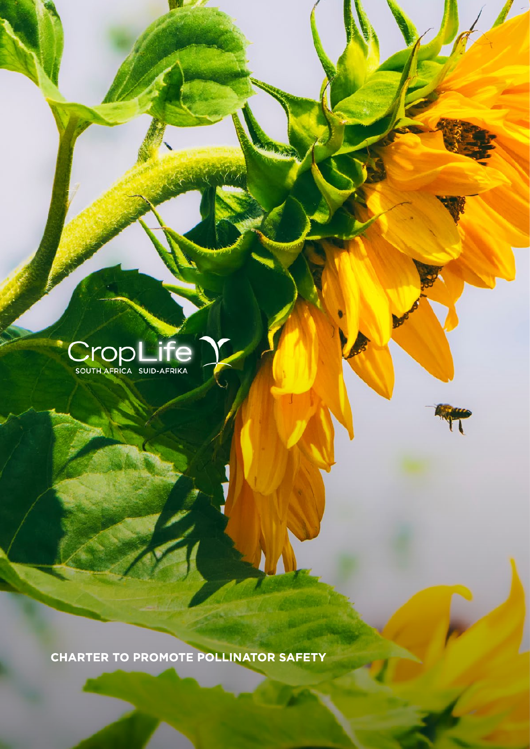CropLife SOUTH AFRICA SUID-AFRIKA

# CHARTER TO PROMOTE POLLINATOR SAFETY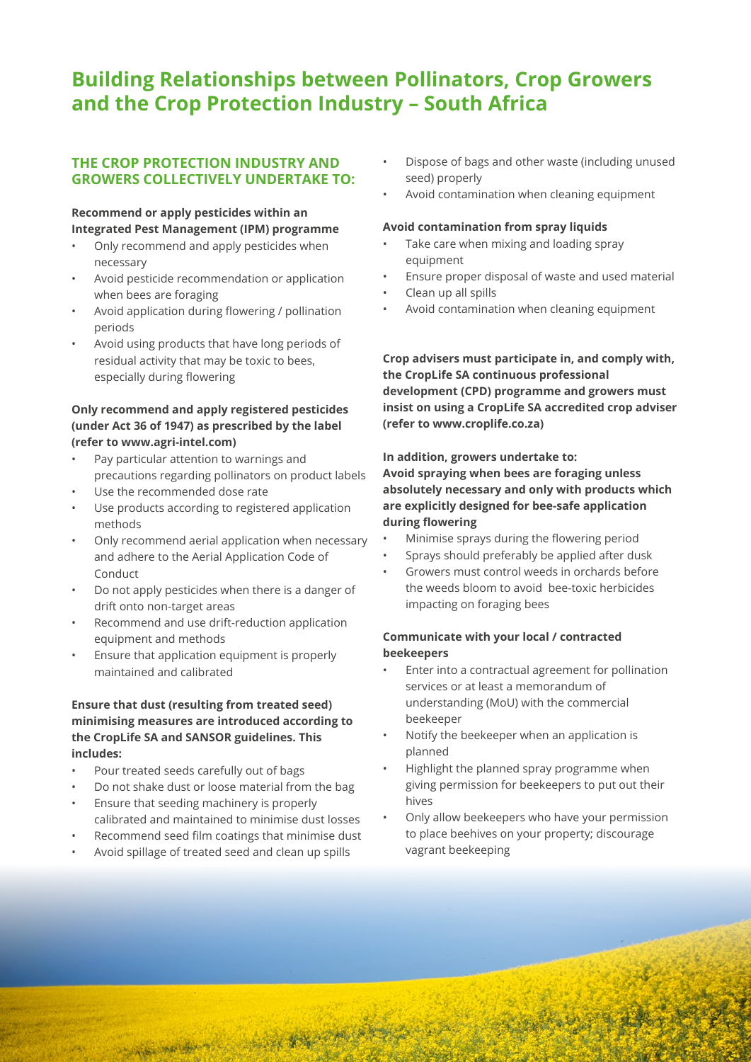# Building Relationships between Pollinators, Crop Growers and the Crop Protection Industry – South Africa

## THE CROP PROTECTION INDUSTRY AND GROWERS COLLECTIVELY UNDERTAKE TO:

**Recommend or apply pesticides within an Integrated Pest Management (IPM) programme**

- Only recommend and apply pesticides when necessary
- Avoid pesticide recommendation or application when bees are foraging
- Avoid application during flowering / pollination periods
- Avoid using products that have long periods of residual activity that may be toxic to bees, especially during flowering

**Only recommend and apply registered pesticides (under Act 36 of 1947) as prescribed by the label (refer to www.agri-intel.com)**

- Pay particular attention to warnings and precautions regarding pollinators on product labels
- Use the recommended dose rate
- Use products according to registered application methods
- Only recommend aerial application when necessary and adhere to the Aerial Application Code of Conduct
- Do not apply pesticides when there is a danger of drift onto non-target areas
- Recommend and use drift-reduction application equipment and methods
- Ensure that application equipment is properly maintained and calibrated

**Ensure that dust (resulting from treated seed) minimising measures are introduced according to the CropLife SA and SANSOR guidelines. This includes:**

- Pour treated seeds carefully out of bags
- Do not shake dust or loose material from the bag
- Ensure that seeding machinery is properly calibrated and maintained to minimise dust losses
- Recommend seed film coatings that minimise dust
- Avoid spillage of treated seed and clean up spills
- Dispose of bags and other waste (including unused seed) properly
- Avoid contamination when cleaning equipment

**Avoid contamination from spray liquids**

- Take care when mixing and loading spray equipment
- Ensure proper disposal of waste and used material
- Clean up all spills
- Avoid contamination when cleaning equipment

**Crop advisers must participate in, and comply with, the CropLife SA continuous professional development (CPD) programme and growers must insist on using a CropLife SA accredited crop adviser (refer to www.croplife.co.za)**

**In addition, growers undertake to:**

**Avoid spraying when bees are foraging unless absolutely necessary and only with products which are explicitly designed for bee-safe application during flowering**

- Minimise sprays during the flowering period
- Sprays should preferably be applied after dusk
- Growers must control weeds in orchards before the weeds bloom to avoid bee-toxic herbicides impacting on foraging bees

**Communicate with your local / contracted beekeepers**

- Enter into a contractual agreement for pollination services or at least a memorandum of understanding (MoU) with the commercial beekeeper
- Notify the beekeeper when an application is planned
- Highlight the planned spray programme when giving permission for beekeepers to put out their hives
- Only allow beekeepers who have your permission to place beehives on your property; discourage vagrant beekeeping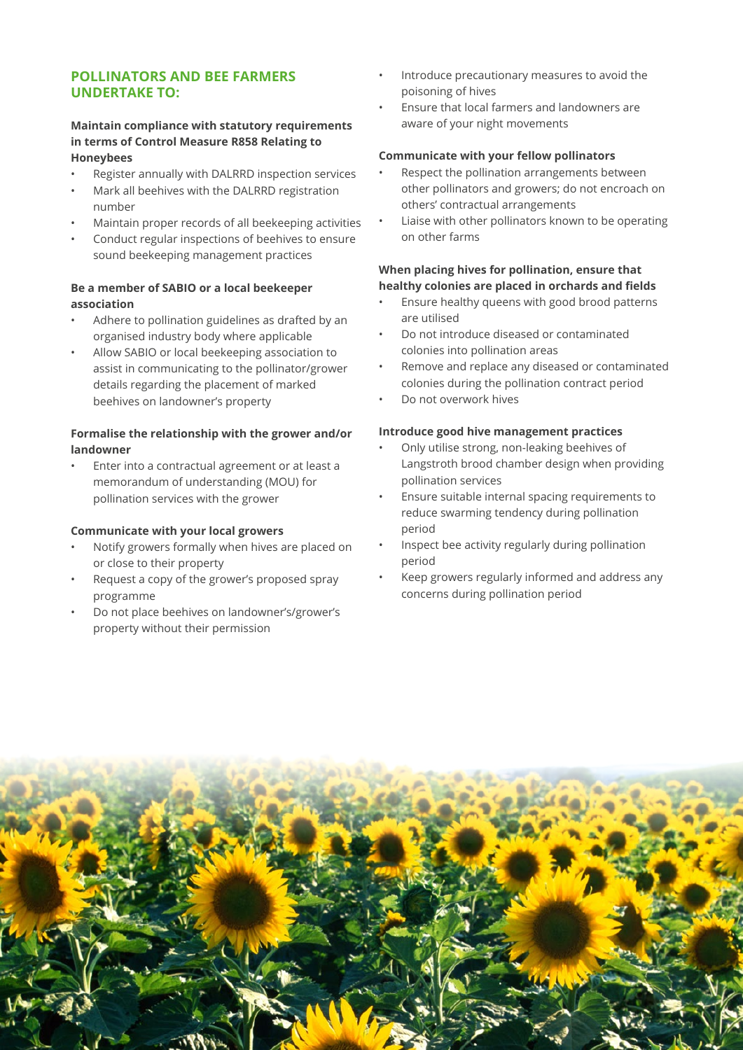## POLLINATORS AND BEE FARMERS UNDERTAKE TO:

**Maintain compliance with statutory requirements in terms of Control Measure R858 Relating to Honeybees**

- Register annually with DALRRD inspection services
- Mark all beehives with the DALRRD registration number
- Maintain proper records of all beekeeping activities
- Conduct regular inspections of beehives to ensure sound beekeeping management practices

**Be a member of SABIO or a local beekeeper association**

- Adhere to pollination guidelines as drafted by an organised industry body where applicable
- Allow SABIO or local beekeeping association to assist in communicating to the pollinator/grower details regarding the placement of marked beehives on landowner's property

**Formalise the relationship with the grower and/or landowner**

- Enter into a contractual agreement or at least a memorandum of understanding (MOU) for pollination services with the grower

**Communicate with your local growers**

- Notify growers formally when hives are placed on or close to their property
- Request a copy of the grower's proposed spray programme
- Do not place beehives on landowner's/grower's property without their permission
- Introduce precautionary measures to avoid the poisoning of hives
- Ensure that local farmers and landowners are aware of your night movements

**Communicate with your fellow pollinators**

- Respect the pollination arrangements between other pollinators and growers; do not encroach on others' contractual arrangements
- Liaise with other pollinators known to be operating on other farms

**When placing hives for pollination, ensure that healthy colonies are placed in orchards and fields**

- Ensure healthy queens with good brood patterns are utilised
- Do not introduce diseased or contaminated colonies into pollination areas
- Remove and replace any diseased or contaminated colonies during the pollination contract period
- Do not overwork hives

**Introduce good hive management practices**

- Only utilise strong, non-leaking beehives of Langstroth brood chamber design when providing pollination services
- Ensure suitable internal spacing requirements to reduce swarming tendency during pollination period
- Inspect bee activity regularly during pollination period
- Keep growers regularly informed and address any concerns during pollination period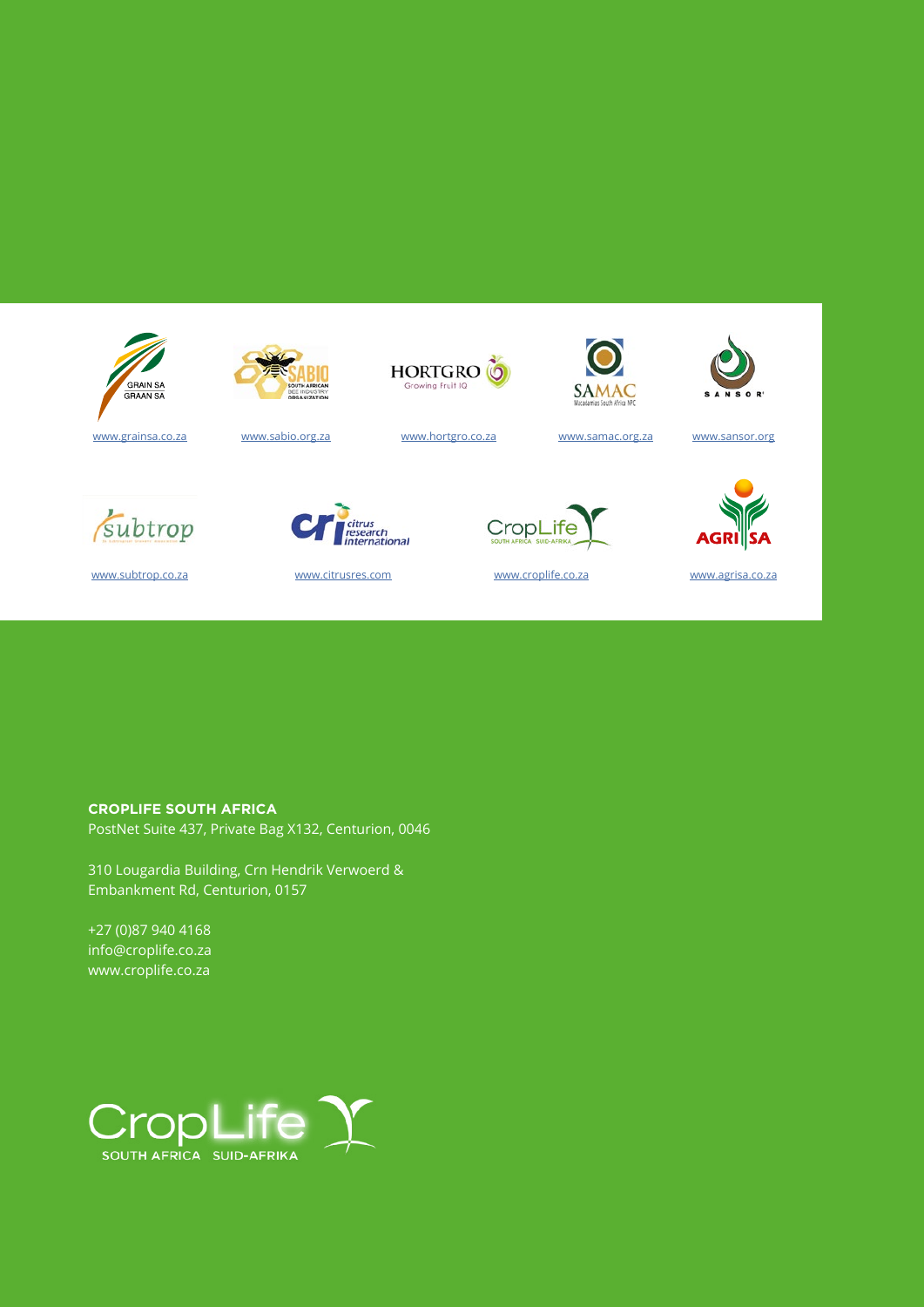www.grainsa.co.za

www.sabio.org.za

www.hortgro.co.za

www.samac.org.za

www.sansor.org

www.subtrop.co.za

www.citrusres.com

www.croplife.co.za

www.agrisa.co.za

**CROPLIFE SOUTH AFRICA**
PostNet Suite 437, Private Bag X132, Centurion, 0046

310 Lougardia Building, Crn Hendrik Verwoerd &
Embankment Rd, Centurion, 0157

+27 (0)87 940 4168
info@croplife.co.za
www.croplife.co.za